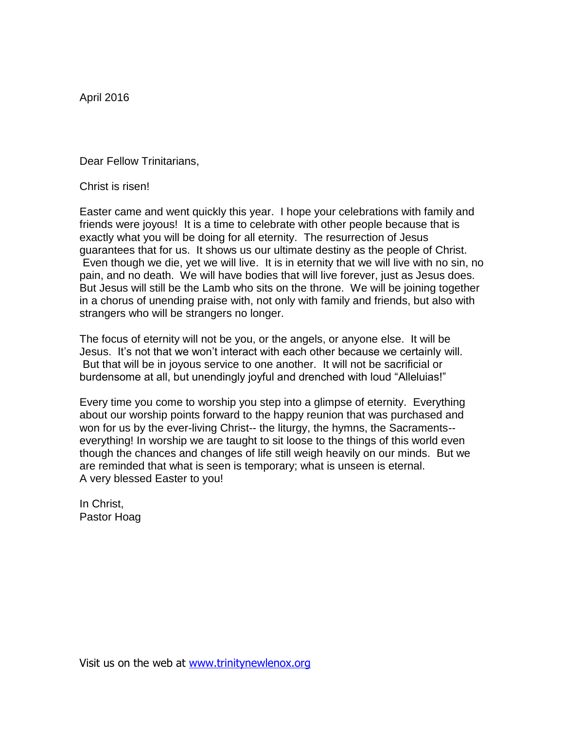April 2016

Dear Fellow Trinitarians,

Christ is risen!

Easter came and went quickly this year. I hope your celebrations with family and friends were joyous! It is a time to celebrate with other people because that is exactly what you will be doing for all eternity. The resurrection of Jesus guarantees that for us. It shows us our ultimate destiny as the people of Christ. Even though we die, yet we will live. It is in eternity that we will live with no sin, no pain, and no death. We will have bodies that will live forever, just as Jesus does. But Jesus will still be the Lamb who sits on the throne. We will be joining together in a chorus of unending praise with, not only with family and friends, but also with strangers who will be strangers no longer.

The focus of eternity will not be you, or the angels, or anyone else. It will be Jesus. It's not that we won't interact with each other because we certainly will. But that will be in joyous service to one another. It will not be sacrificial or burdensome at all, but unendingly joyful and drenched with loud "Alleluias!"

Every time you come to worship you step into a glimpse of eternity. Everything about our worship points forward to the happy reunion that was purchased and won for us by the ever-living Christ-- the liturgy, the hymns, the Sacraments-- everything! In worship we are taught to sit loose to the things of this world even though the chances and changes of life still weigh heavily on our minds. But we are reminded that what is seen is temporary; what is unseen is eternal.
A very blessed Easter to you!

In Christ,
Pastor Hoag

Visit us on the web at [www.trinitynewlenox.org](http://www.trinitynewlenox.org)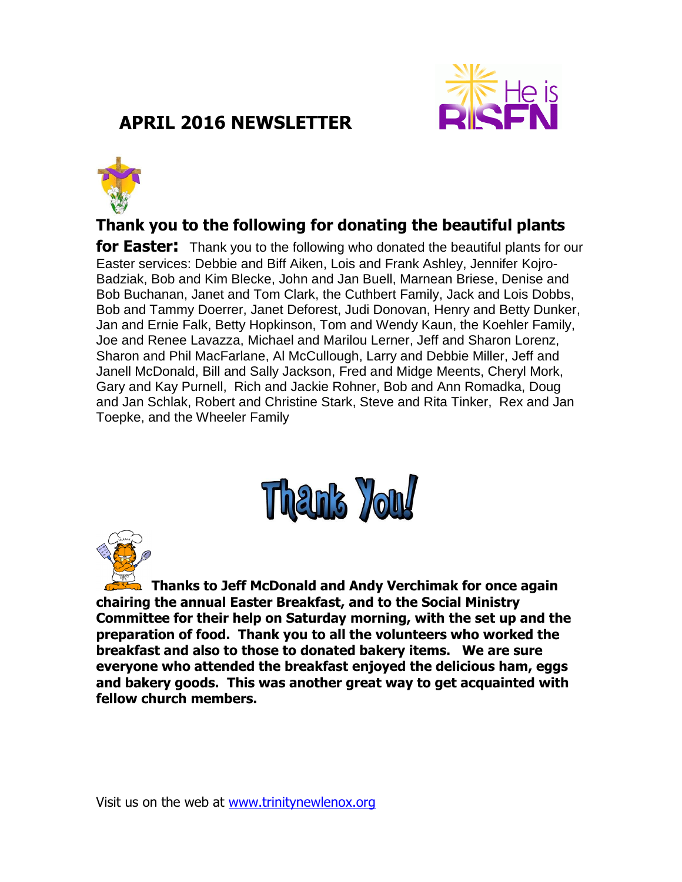# APRIL 2016 NEWSLETTER

**Thank you to the following for donating the beautiful plants for Easter:** Thank you to the following who donated the beautiful plants for our Easter services: Debbie and Biff Aiken, Lois and Frank Ashley, Jennifer Kojro-Badziak, Bob and Kim Blecke, John and Jan Buell, Marnean Briese, Denise and Bob Buchanan, Janet and Tom Clark, the Cuthbert Family, Jack and Lois Dobbs, Bob and Tammy Doerrer, Janet Deforest, Judi Donovan, Henry and Betty Dunker, Jan and Ernie Falk, Betty Hopkinson, Tom and Wendy Kaun, the Koehler Family, Joe and Renee Lavazza, Michael and Marilou Lerner, Jeff and Sharon Lorenz, Sharon and Phil MacFarlane, Al McCullough, Larry and Debbie Miller, Jeff and Janell McDonald, Bill and Sally Jackson, Fred and Midge Meents, Cheryl Mork, Gary and Kay Purnell, Rich and Jackie Rohner, Bob and Ann Romadka, Doug and Jan Schlak, Robert and Christine Stark, Steve and Rita Tinker, Rex and Jan Toepke, and the Wheeler Family

Thank You!

**Thanks to Jeff McDonald and Andy Verchimak for once again chairing the annual Easter Breakfast, and to the Social Ministry Committee for their help on Saturday morning, with the set up and the preparation of food. Thank you to all the volunteers who worked the breakfast and also to those to donated bakery items. We are sure everyone who attended the breakfast enjoyed the delicious ham, eggs and bakery goods. This was another great way to get acquainted with fellow church members.**

Visit us on the web at www.trinitynewlenox.org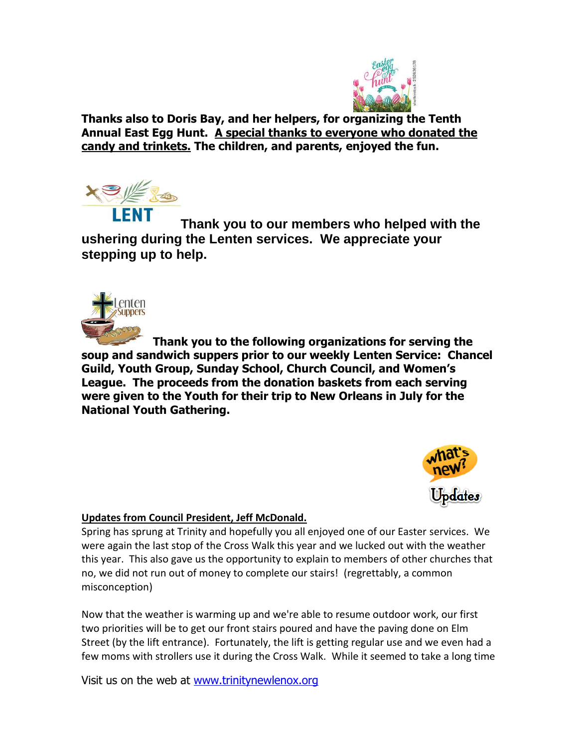**Thanks also to Doris Bay, and her helpers, for organizing the Tenth Annual East Egg Hunt. A special thanks to everyone who donated the candy and trinkets. The children, and parents, enjoyed the fun.**

**Thank you to our members who helped with the ushering during the Lenten services. We appreciate your stepping up to help.**

**Thank you to the following organizations for serving the soup and sandwich suppers prior to our weekly Lenten Service: Chancel Guild, Youth Group, Sunday School, Church Council, and Women's League. The proceeds from the donation baskets from each serving were given to the Youth for their trip to New Orleans in July for the National Youth Gathering.**

**Updates from Council President, Jeff McDonald.**

Spring has sprung at Trinity and hopefully you all enjoyed one of our Easter services. We were again the last stop of the Cross Walk this year and we lucked out with the weather this year. This also gave us the opportunity to explain to members of other churches that no, we did not run out of money to complete our stairs! (regrettably, a common misconception)

Now that the weather is warming up and we're able to resume outdoor work, our first two priorities will be to get our front stairs poured and have the paving done on Elm Street (by the lift entrance). Fortunately, the lift is getting regular use and we even had a few moms with strollers use it during the Cross Walk. While it seemed to take a long time

Visit us on the web at www.trinitynewlenox.org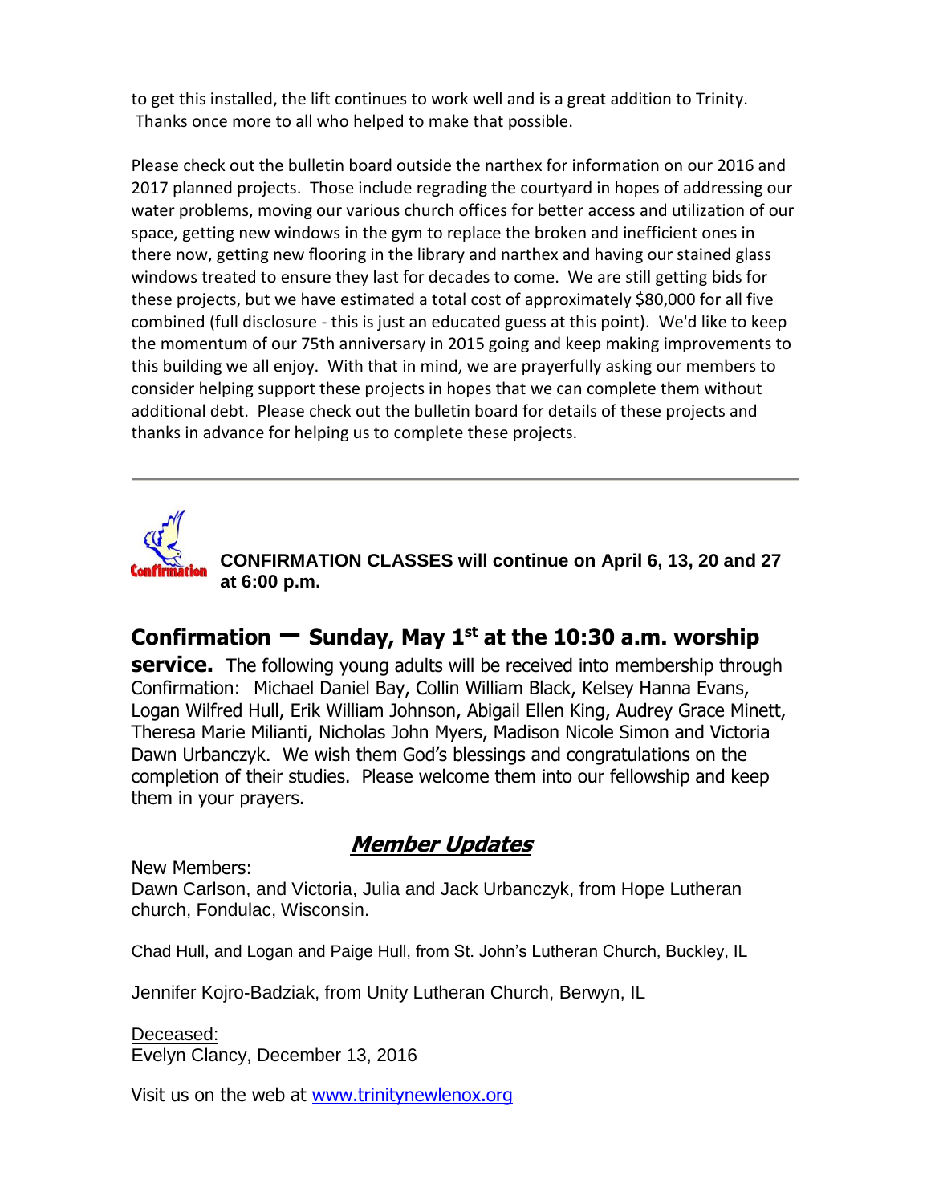to get this installed, the lift continues to work well and is a great addition to Trinity. Thanks once more to all who helped to make that possible.

Please check out the bulletin board outside the narthex for information on our 2016 and 2017 planned projects. Those include regrading the courtyard in hopes of addressing our water problems, moving our various church offices for better access and utilization of our space, getting new windows in the gym to replace the broken and inefficient ones in there now, getting new flooring in the library and narthex and having our stained glass windows treated to ensure they last for decades to come. We are still getting bids for these projects, but we have estimated a total cost of approximately $80,000 for all five combined (full disclosure - this is just an educated guess at this point). We'd like to keep the momentum of our 75th anniversary in 2015 going and keep making improvements to this building we all enjoy. With that in mind, we are prayerfully asking our members to consider helping support these projects in hopes that we can complete them without additional debt. Please check out the bulletin board for details of these projects and thanks in advance for helping us to complete these projects.

---

**CONFIRMATION CLASSES will continue on April 6, 13, 20 and 27 at 6:00 p.m.**

**Confirmation – Sunday, May 1st at the 10:30 a.m. worship service.** The following young adults will be received into membership through Confirmation: Michael Daniel Bay, Collin William Black, Kelsey Hanna Evans, Logan Wilfred Hull, Erik William Johnson, Abigail Ellen King, Audrey Grace Minett, Theresa Marie Milianti, Nicholas John Myers, Madison Nicole Simon and Victoria Dawn Urbanczyk. We wish them God's blessings and congratulations on the completion of their studies. Please welcome them into our fellowship and keep them in your prayers.

## ***Member Updates***

New Members:
Dawn Carlson, and Victoria, Julia and Jack Urbanczyk, from Hope Lutheran church, Fondulac, Wisconsin.

Chad Hull, and Logan and Paige Hull, from St. John's Lutheran Church, Buckley, IL

Jennifer Kojro-Badziak, from Unity Lutheran Church, Berwyn, IL

Deceased:
Evelyn Clancy, December 13, 2016

Visit us on the web at www.trinitynewlenox.org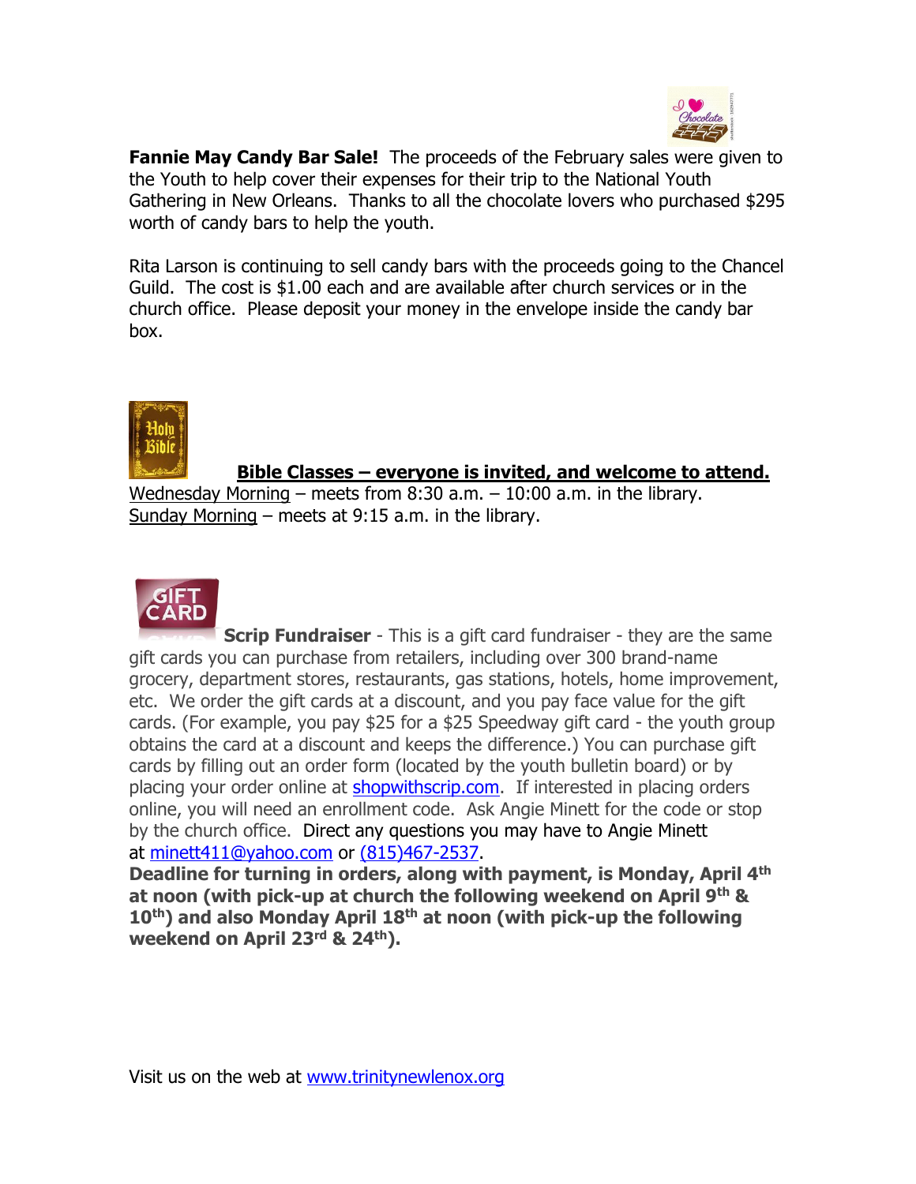**Fannie May Candy Bar Sale!** The proceeds of the February sales were given to the Youth to help cover their expenses for their trip to the National Youth Gathering in New Orleans. Thanks to all the chocolate lovers who purchased $295 worth of candy bars to help the youth.

Rita Larson is continuing to sell candy bars with the proceeds going to the Chancel Guild. The cost is $1.00 each and are available after church services or in the church office. Please deposit your money in the envelope inside the candy bar box.

**Bible Classes – everyone is invited, and welcome to attend.**

Wednesday Morning – meets from 8:30 a.m. – 10:00 a.m. in the library.
Sunday Morning – meets at 9:15 a.m. in the library.

**Scrip Fundraiser** - This is a gift card fundraiser - they are the same gift cards you can purchase from retailers, including over 300 brand-name grocery, department stores, restaurants, gas stations, hotels, home improvement, etc. We order the gift cards at a discount, and you pay face value for the gift cards. (For example, you pay $25 for a $25 Speedway gift card - the youth group obtains the card at a discount and keeps the difference.) You can purchase gift cards by filling out an order form (located by the youth bulletin board) or by placing your order online at shopwithscrip.com. If interested in placing orders online, you will need an enrollment code. Ask Angie Minett for the code or stop by the church office. Direct any questions you may have to Angie Minett at minett411@yahoo.com or (815)467-2537.
**Deadline for turning in orders, along with payment, is Monday, April 4th at noon (with pick-up at church the following weekend on April 9th & 10th) and also Monday April 18th at noon (with pick-up the following weekend on April 23rd & 24th).**

Visit us on the web at www.trinitynewlenox.org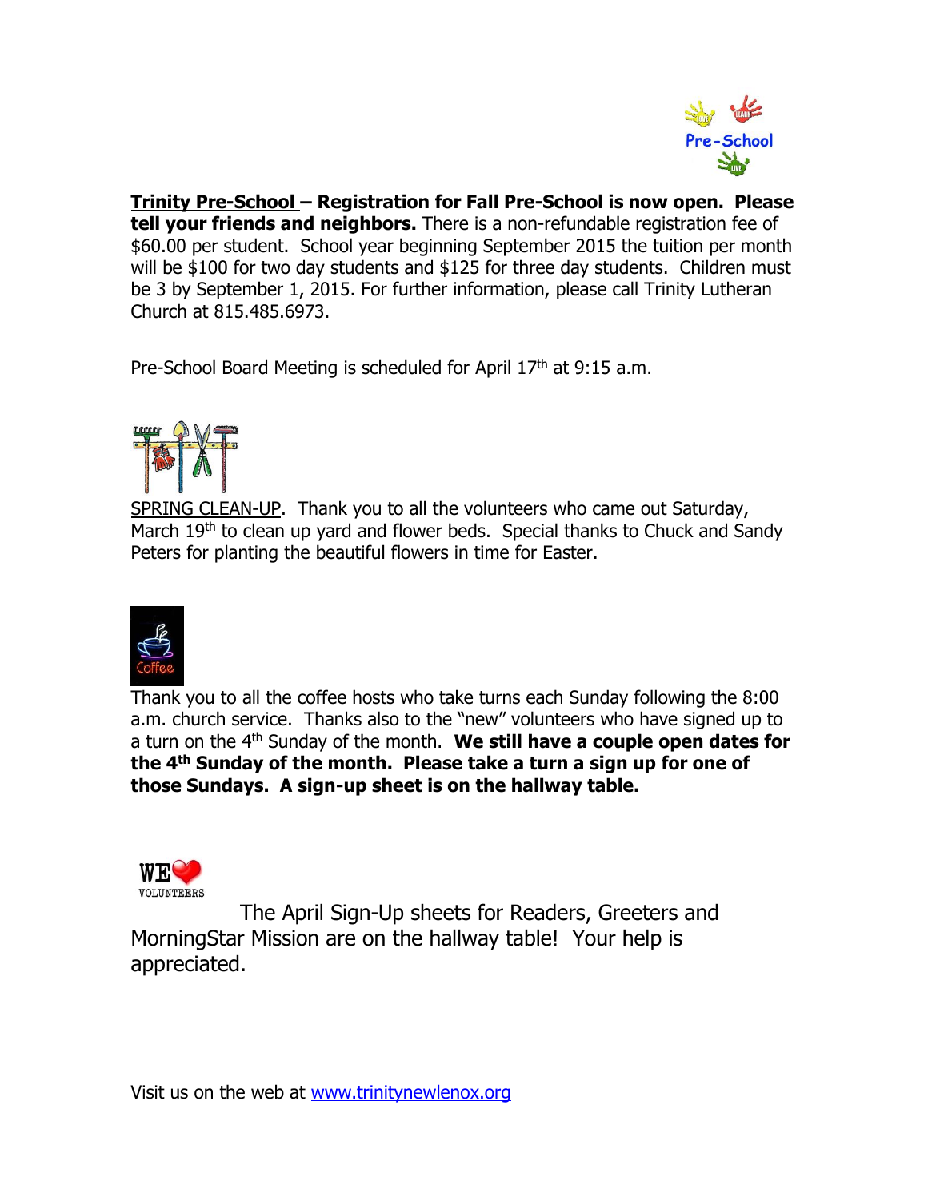**Trinity Pre-School – Registration for Fall Pre-School is now open. Please tell your friends and neighbors.** There is a non-refundable registration fee of $60.00 per student. School year beginning September 2015 the tuition per month will be $100 for two day students and $125 for three day students. Children must be 3 by September 1, 2015. For further information, please call Trinity Lutheran Church at 815.485.6973.

Pre-School Board Meeting is scheduled for April 17th at 9:15 a.m.

SPRING CLEAN-UP. Thank you to all the volunteers who came out Saturday, March 19th to clean up yard and flower beds. Special thanks to Chuck and Sandy Peters for planting the beautiful flowers in time for Easter.

Thank you to all the coffee hosts who take turns each Sunday following the 8:00 a.m. church service. Thanks also to the "new" volunteers who have signed up to a turn on the 4th Sunday of the month. **We still have a couple open dates for the 4th Sunday of the month. Please take a turn a sign up for one of those Sundays. A sign-up sheet is on the hallway table.**

The April Sign-Up sheets for Readers, Greeters and MorningStar Mission are on the hallway table! Your help is appreciated.

Visit us on the web at www.trinitynewlenox.org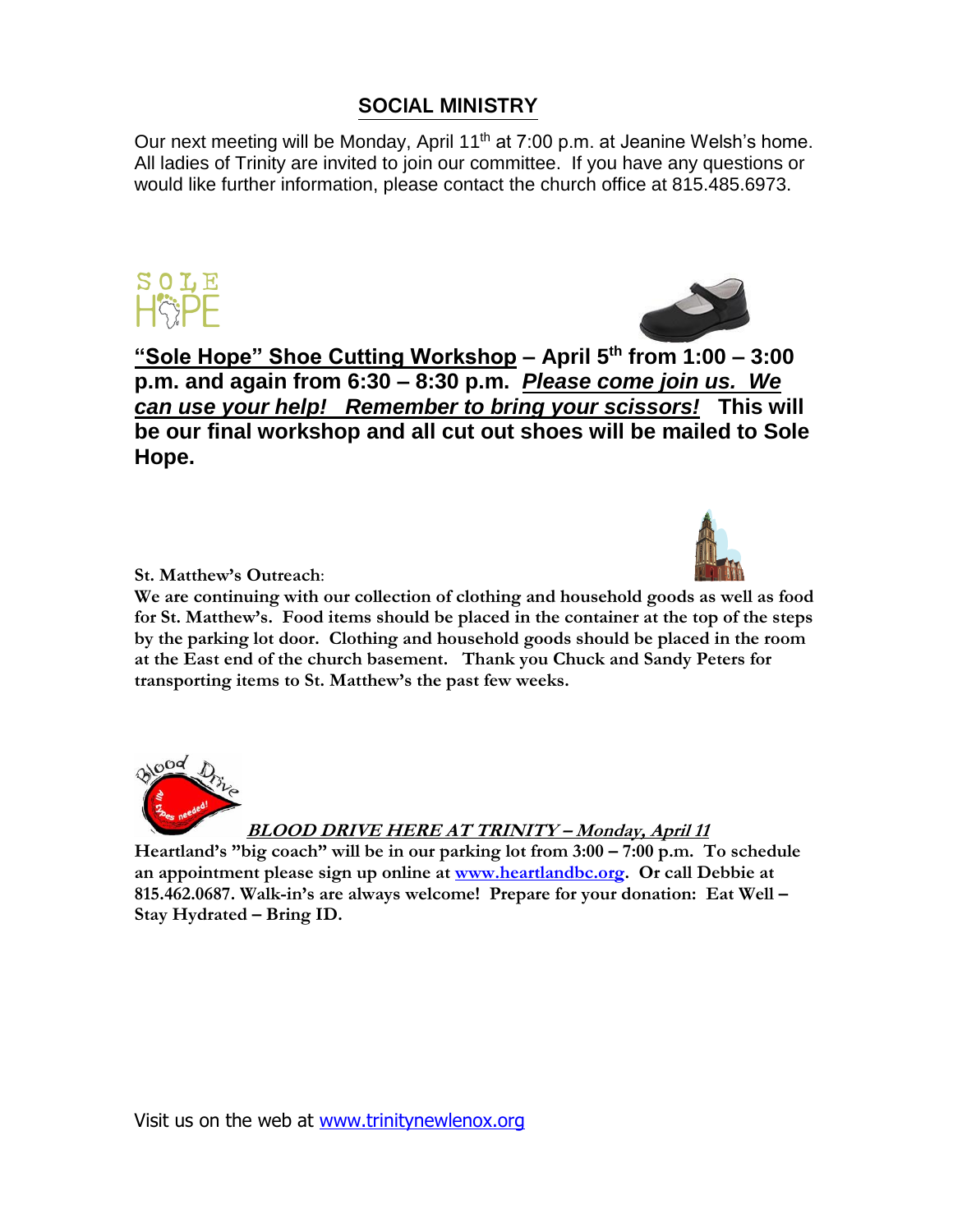## SOCIAL MINISTRY

Our next meeting will be Monday, April 11th at 7:00 p.m. at Jeanine Welsh's home. All ladies of Trinity are invited to join our committee. If you have any questions or would like further information, please contact the church office at 815.485.6973.

**"Sole Hope" Shoe Cutting Workshop – April 5th from 1:00 – 3:00 p.m. and again from 6:30 – 8:30 p.m. *Please come join us. We can use your help! Remember to bring your scissors!* This will be our final workshop and all cut out shoes will be mailed to Sole Hope.**

**St. Matthew's Outreach**:

**We are continuing with our collection of clothing and household goods as well as food for St. Matthew's. Food items should be placed in the container at the top of the steps by the parking lot door. Clothing and household goods should be placed in the room at the East end of the church basement. Thank you Chuck and Sandy Peters for transporting items to St. Matthew's the past few weeks.**

***BLOOD DRIVE HERE AT TRINITY – Monday, April 11***

**Heartland's "big coach" will be in our parking lot from 3:00 – 7:00 p.m. To schedule an appointment please sign up online at www.heartlandbc.org. Or call Debbie at 815.462.0687. Walk-in's are always welcome! Prepare for your donation: Eat Well – Stay Hydrated – Bring ID.**

Visit us on the web at www.trinitynewlenox.org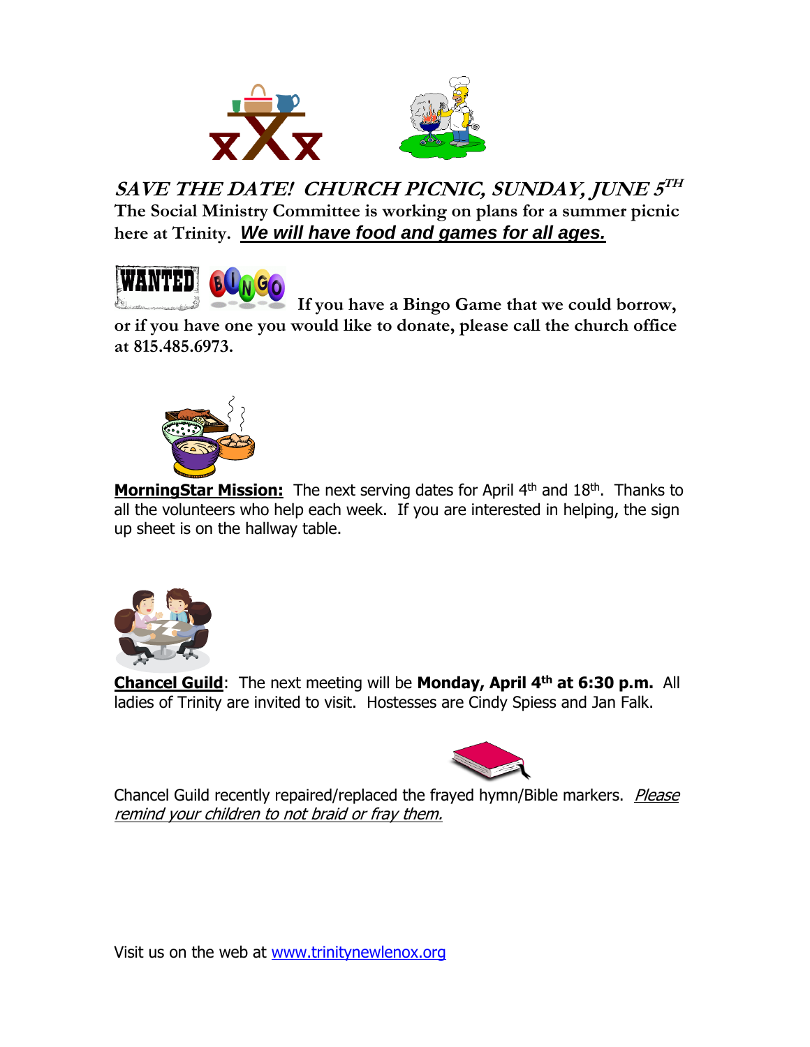***SAVE THE DATE! CHURCH PICNIC, SUNDAY, JUNE 5TH***

**The Social Ministry Committee is working on plans for a summer picnic here at Trinity.** ***We will have food and games for all ages.***

**WANTED BINGO If you have a Bingo Game that we could borrow, or if you have one you would like to donate, please call the church office at 815.485.6973.**

**MorningStar Mission:** The next serving dates for April 4th and 18th. Thanks to all the volunteers who help each week. If you are interested in helping, the sign up sheet is on the hallway table.

**Chancel Guild**: The next meeting will be **Monday, April 4th at 6:30 p.m.** All ladies of Trinity are invited to visit. Hostesses are Cindy Spiess and Jan Falk.

Chancel Guild recently repaired/replaced the frayed hymn/Bible markers. *Please remind your children to not braid or fray them.*

Visit us on the web at www.trinitynewlenox.org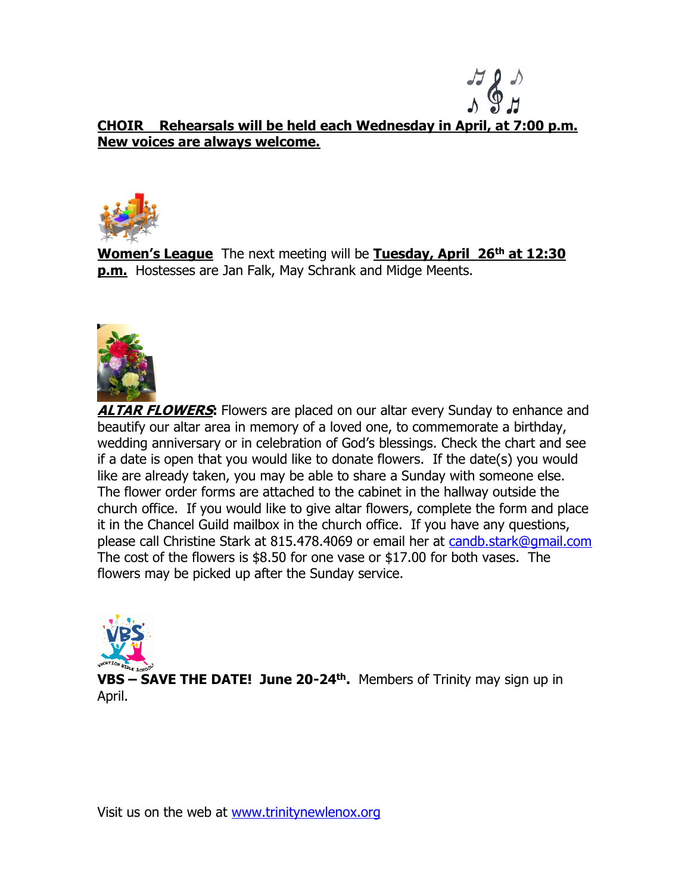**CHOIR Rehearsals will be held each Wednesday in April, at 7:00 p.m. New voices are always welcome.**

**Women's League** The next meeting will be **Tuesday, April 26th at 12:30 p.m.** Hostesses are Jan Falk, May Schrank and Midge Meents.

***ALTAR FLOWERS***: Flowers are placed on our altar every Sunday to enhance and beautify our altar area in memory of a loved one, to commemorate a birthday, wedding anniversary or in celebration of God's blessings. Check the chart and see if a date is open that you would like to donate flowers. If the date(s) you would like are already taken, you may be able to share a Sunday with someone else. The flower order forms are attached to the cabinet in the hallway outside the church office. If you would like to give altar flowers, complete the form and place it in the Chancel Guild mailbox in the church office. If you have any questions, please call Christine Stark at 815.478.4069 or email her at candb.stark@gmail.com The cost of the flowers is $8.50 for one vase or $17.00 for both vases. The flowers may be picked up after the Sunday service.

**VBS – SAVE THE DATE! June 20-24th.** Members of Trinity may sign up in April.

Visit us on the web at www.trinitynewlenox.org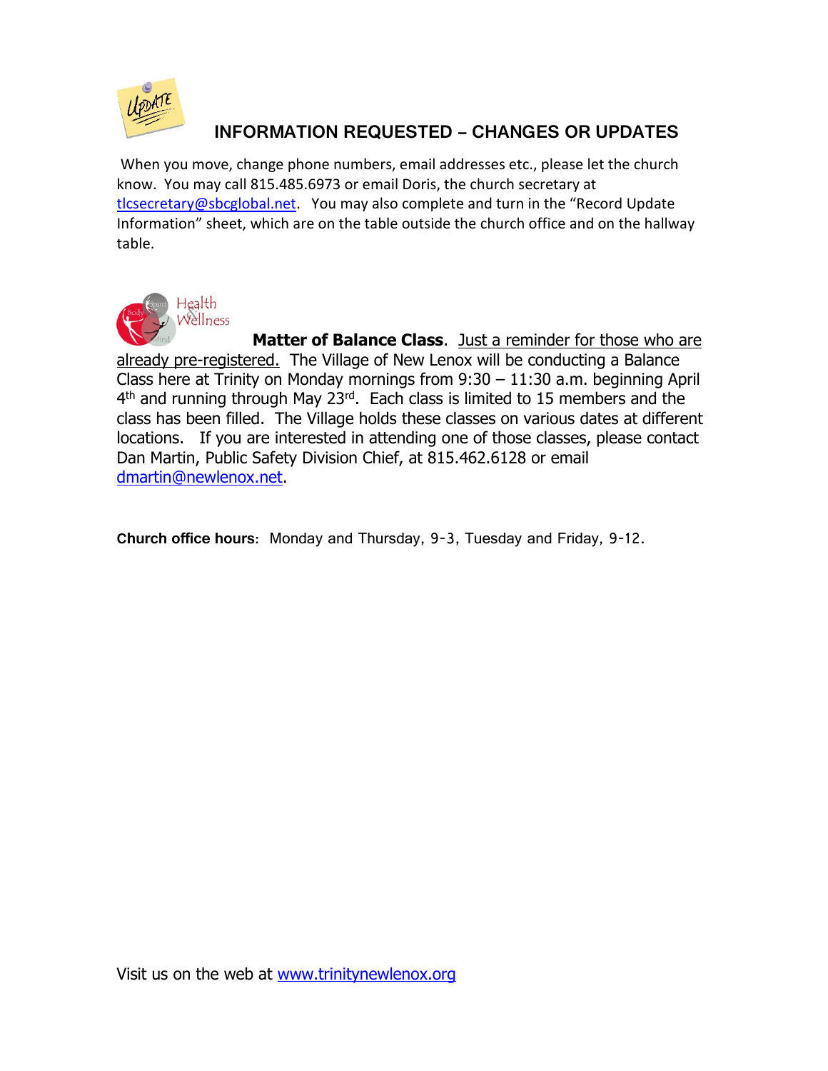## INFORMATION REQUESTED – CHANGES OR UPDATES

When you move, change phone numbers, email addresses etc., please let the church know. You may call 815.485.6973 or email Doris, the church secretary at tlcsecretary@sbcglobal.net. You may also complete and turn in the "Record Update Information" sheet, which are on the table outside the church office and on the hallway table.

**Matter of Balance Class**. Just a reminder for those who are already pre-registered. The Village of New Lenox will be conducting a Balance Class here at Trinity on Monday mornings from 9:30 – 11:30 a.m. beginning April 4th and running through May 23rd. Each class is limited to 15 members and the class has been filled. The Village holds these classes on various dates at different locations. If you are interested in attending one of those classes, please contact Dan Martin, Public Safety Division Chief, at 815.462.6128 or email dmartin@newlenox.net.

**Church office hours**: Monday and Thursday, 9-3, Tuesday and Friday, 9-12.

Visit us on the web at www.trinitynewlenox.org